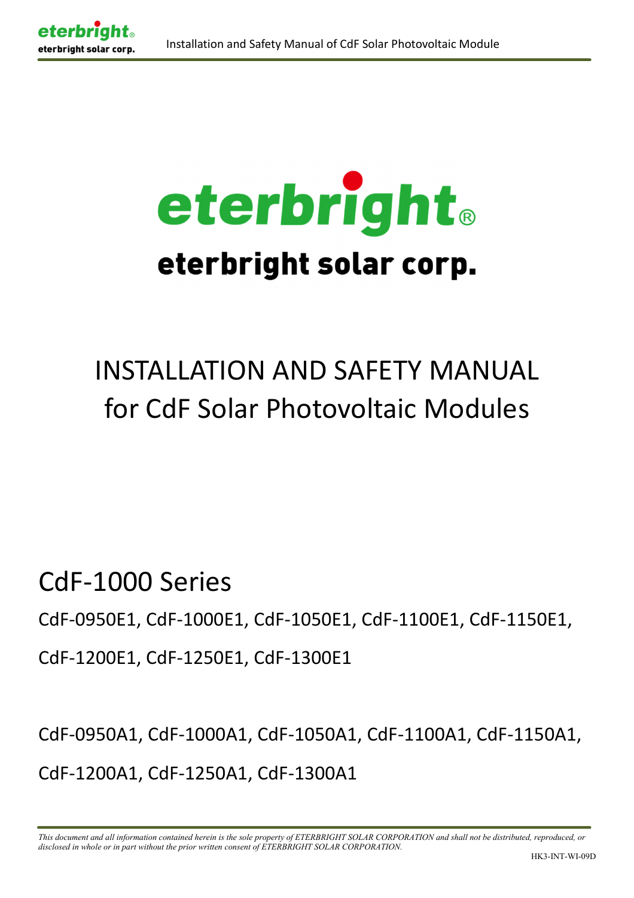eterbright®

eterbright solar corp.

# INSTALLATION AND SAFETY MANUAL for CdF Solar Photovoltaic Modules

## CdF-1000 Series

CdF-0950E1, CdF-1000E1, CdF-1050E1, CdF-1100E1, CdF-1150E1,

CdF-1200E1, CdF-1250E1, CdF-1300E1

CdF-0950A1, CdF-1000A1, CdF-1050A1, CdF-1100A1, CdF-1150A1,

CdF-1200A1, CdF-1250A1, CdF-1300A1

*This document and all information contained herein is the sole property of ETERBRIGHT SOLAR CORPORATION and shall not be distributed, reproduced, or disclosed in whole or in part without the prior written consent of ETERBRIGHT SOLAR CORPORATION.*

HK3-INT-WI-09D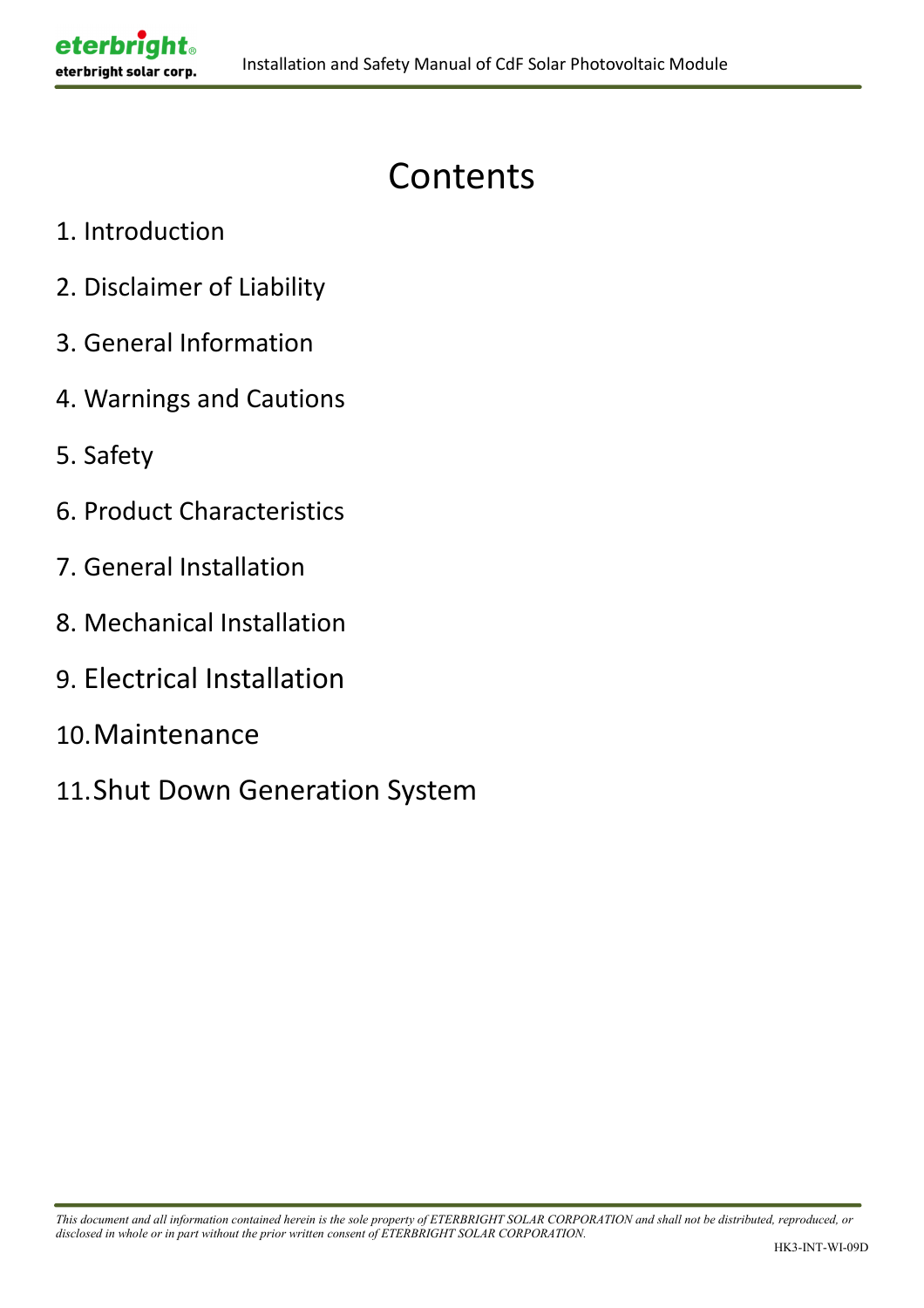# Contents

1. Introduction
2. Disclaimer of Liability
3. General Information
4. Warnings and Cautions
5. Safety
6. Product Characteristics
7. General Installation
8. Mechanical Installation
9. Electrical Installation
10. Maintenance
11. Shut Down Generation System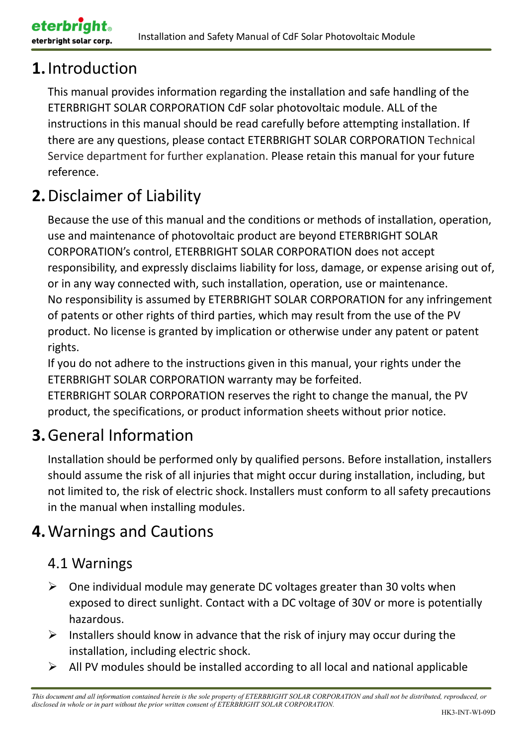# 1. Introduction

This manual provides information regarding the installation and safe handling of the ETERBRIGHT SOLAR CORPORATION CdF solar photovoltaic module. ALL of the instructions in this manual should be read carefully before attempting installation. If there are any questions, please contact ETERBRIGHT SOLAR CORPORATION Technical Service department for further explanation. Please retain this manual for your future reference.

# 2. Disclaimer of Liability

Because the use of this manual and the conditions or methods of installation, operation, use and maintenance of photovoltaic product are beyond ETERBRIGHT SOLAR CORPORATION's control, ETERBRIGHT SOLAR CORPORATION does not accept responsibility, and expressly disclaims liability for loss, damage, or expense arising out of, or in any way connected with, such installation, operation, use or maintenance.

No responsibility is assumed by ETERBRIGHT SOLAR CORPORATION for any infringement of patents or other rights of third parties, which may result from the use of the PV product. No license is granted by implication or otherwise under any patent or patent rights.

If you do not adhere to the instructions given in this manual, your rights under the ETERBRIGHT SOLAR CORPORATION warranty may be forfeited.

ETERBRIGHT SOLAR CORPORATION reserves the right to change the manual, the PV product, the specifications, or product information sheets without prior notice.

# 3. General Information

Installation should be performed only by qualified persons. Before installation, installers should assume the risk of all injuries that might occur during installation, including, but not limited to, the risk of electric shock. Installers must conform to all safety precautions in the manual when installing modules.

# 4. Warnings and Cautions

## 4.1 Warnings

- One individual module may generate DC voltages greater than 30 volts when exposed to direct sunlight. Contact with a DC voltage of 30V or more is potentially hazardous.
- Installers should know in advance that the risk of injury may occur during the installation, including electric shock.
- All PV modules should be installed according to all local and national applicable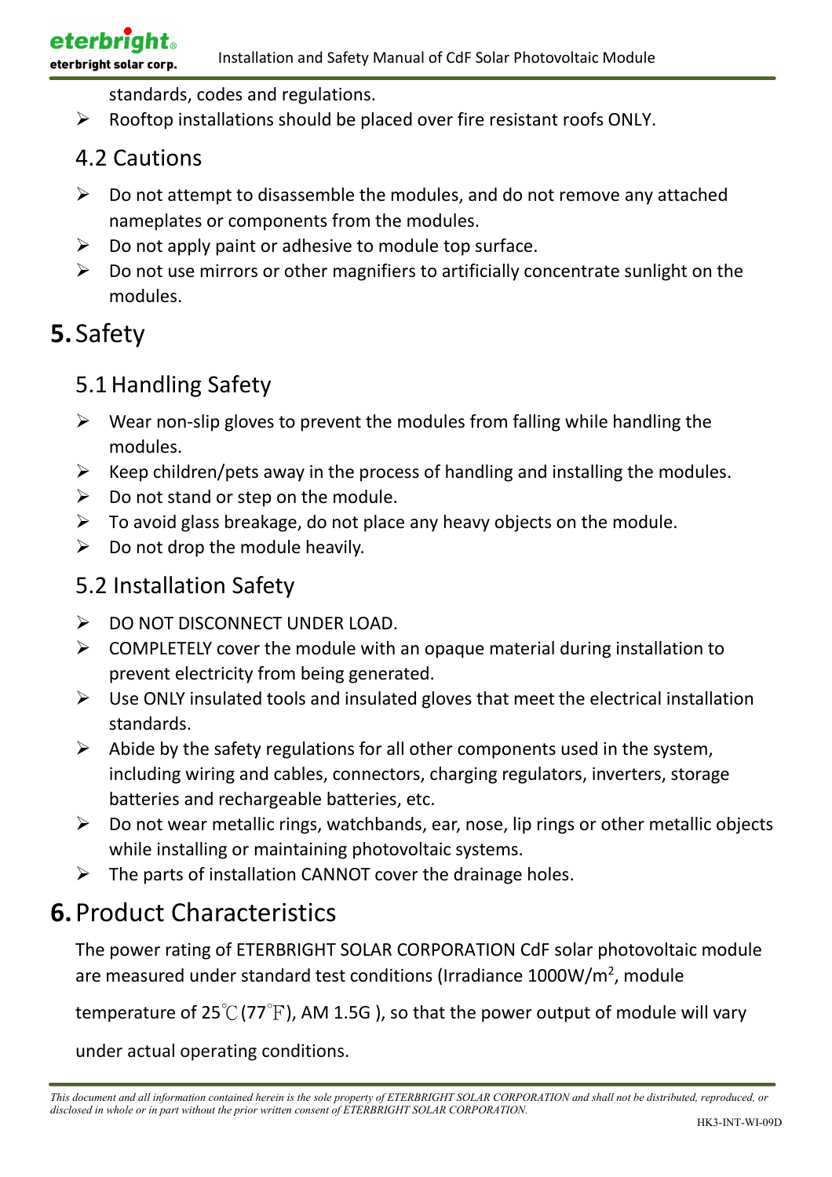standards, codes and regulations.

- Rooftop installations should be placed over fire resistant roofs ONLY.

### 4.2 Cautions

- Do not attempt to disassemble the modules, and do not remove any attached nameplates or components from the modules.
- Do not apply paint or adhesive to module top surface.
- Do not use mirrors or other magnifiers to artificially concentrate sunlight on the modules.

## 5. Safety

### 5.1 Handling Safety

- Wear non-slip gloves to prevent the modules from falling while handling the modules.
- Keep children/pets away in the process of handling and installing the modules.
- Do not stand or step on the module.
- To avoid glass breakage, do not place any heavy objects on the module.
- Do not drop the module heavily.

### 5.2 Installation Safety

- DO NOT DISCONNECT UNDER LOAD.
- COMPLETELY cover the module with an opaque material during installation to prevent electricity from being generated.
- Use ONLY insulated tools and insulated gloves that meet the electrical installation standards.
- Abide by the safety regulations for all other components used in the system, including wiring and cables, connectors, charging regulators, inverters, storage batteries and rechargeable batteries, etc.
- Do not wear metallic rings, watchbands, ear, nose, lip rings or other metallic objects while installing or maintaining photovoltaic systems.
- The parts of installation CANNOT cover the drainage holes.

## 6. Product Characteristics

The power rating of ETERBRIGHT SOLAR CORPORATION CdF solar photovoltaic module are measured under standard test conditions (Irradiance 1000W/m$^2$, module temperature of 25℃ (77℉), AM 1.5G ), so that the power output of module will vary under actual operating conditions.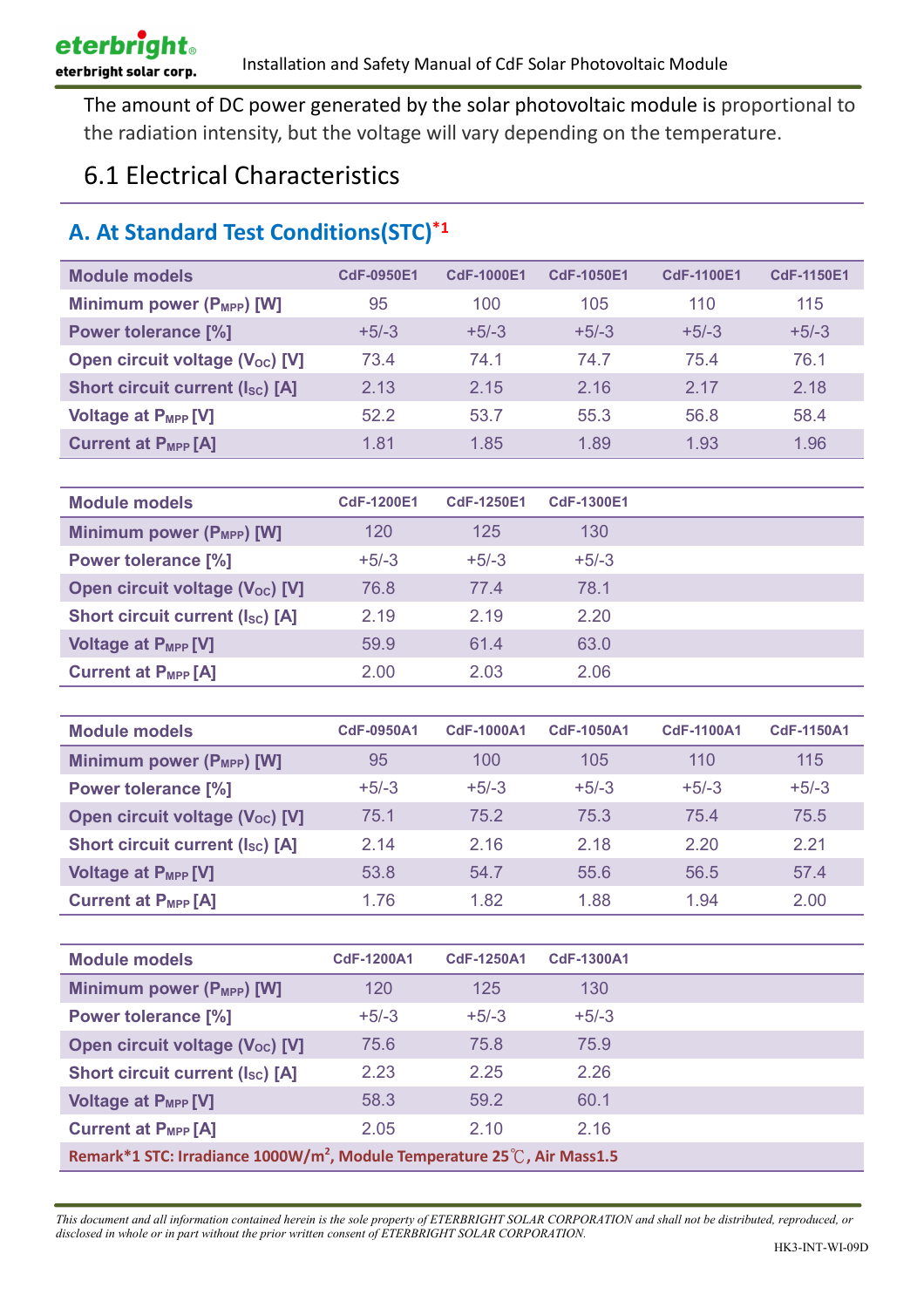The amount of DC power generated by the solar photovoltaic module is proportional to the radiation intensity, but the voltage will vary depending on the temperature.

## 6.1 Electrical Characteristics

### A. At Standard Test Conditions(STC)*1

| Module models | CdF-0950E1 | CdF-1000E1 | CdF-1050E1 | CdF-1100E1 | CdF-1150E1 |
|---|---|---|---|---|---|
| Minimum power ($P_{MPP}$) [W] | 95 | 100 | 105 | 110 | 115 |
| Power tolerance [%] | +5/-3 | +5/-3 | +5/-3 | +5/-3 | +5/-3 |
| Open circuit voltage ($V_{OC}$) [V] | 73.4 | 74.1 | 74.7 | 75.4 | 76.1 |
| Short circuit current ($I_{SC}$) [A] | 2.13 | 2.15 | 2.16 | 2.17 | 2.18 |
| Voltage at $P_{MPP}$ [V] | 52.2 | 53.7 | 55.3 | 56.8 | 58.4 |
| Current at $P_{MPP}$ [A] | 1.81 | 1.85 | 1.89 | 1.93 | 1.96 |

| Module models | CdF-1200E1 | CdF-1250E1 | CdF-1300E1 |
|---|---|---|---|
| Minimum power ($P_{MPP}$) [W] | 120 | 125 | 130 |
| Power tolerance [%] | +5/-3 | +5/-3 | +5/-3 |
| Open circuit voltage ($V_{OC}$) [V] | 76.8 | 77.4 | 78.1 |
| Short circuit current ($I_{SC}$) [A] | 2.19 | 2.19 | 2.20 |
| Voltage at $P_{MPP}$ [V] | 59.9 | 61.4 | 63.0 |
| Current at $P_{MPP}$ [A] | 2.00 | 2.03 | 2.06 |

| Module models | CdF-0950A1 | CdF-1000A1 | CdF-1050A1 | CdF-1100A1 | CdF-1150A1 |
|---|---|---|---|---|---|
| Minimum power ($P_{MPP}$) [W] | 95 | 100 | 105 | 110 | 115 |
| Power tolerance [%] | +5/-3 | +5/-3 | +5/-3 | +5/-3 | +5/-3 |
| Open circuit voltage ($V_{OC}$) [V] | 75.1 | 75.2 | 75.3 | 75.4 | 75.5 |
| Short circuit current ($I_{SC}$) [A] | 2.14 | 2.16 | 2.18 | 2.20 | 2.21 |
| Voltage at $P_{MPP}$ [V] | 53.8 | 54.7 | 55.6 | 56.5 | 57.4 |
| Current at $P_{MPP}$ [A] | 1.76 | 1.82 | 1.88 | 1.94 | 2.00 |

| Module models | CdF-1200A1 | CdF-1250A1 | CdF-1300A1 |
|---|---|---|---|
| Minimum power ($P_{MPP}$) [W] | 120 | 125 | 130 |
| Power tolerance [%] | +5/-3 | +5/-3 | +5/-3 |
| Open circuit voltage ($V_{OC}$) [V] | 75.6 | 75.8 | 75.9 |
| Short circuit current ($I_{SC}$) [A] | 2.23 | 2.25 | 2.26 |
| Voltage at $P_{MPP}$ [V] | 58.3 | 59.2 | 60.1 |
| Current at $P_{MPP}$ [A] | 2.05 | 2.10 | 2.16 |

**Remark*1 STC: Irradiance 1000W/$m^2$, Module Temperature 25℃, Air Mass1.5**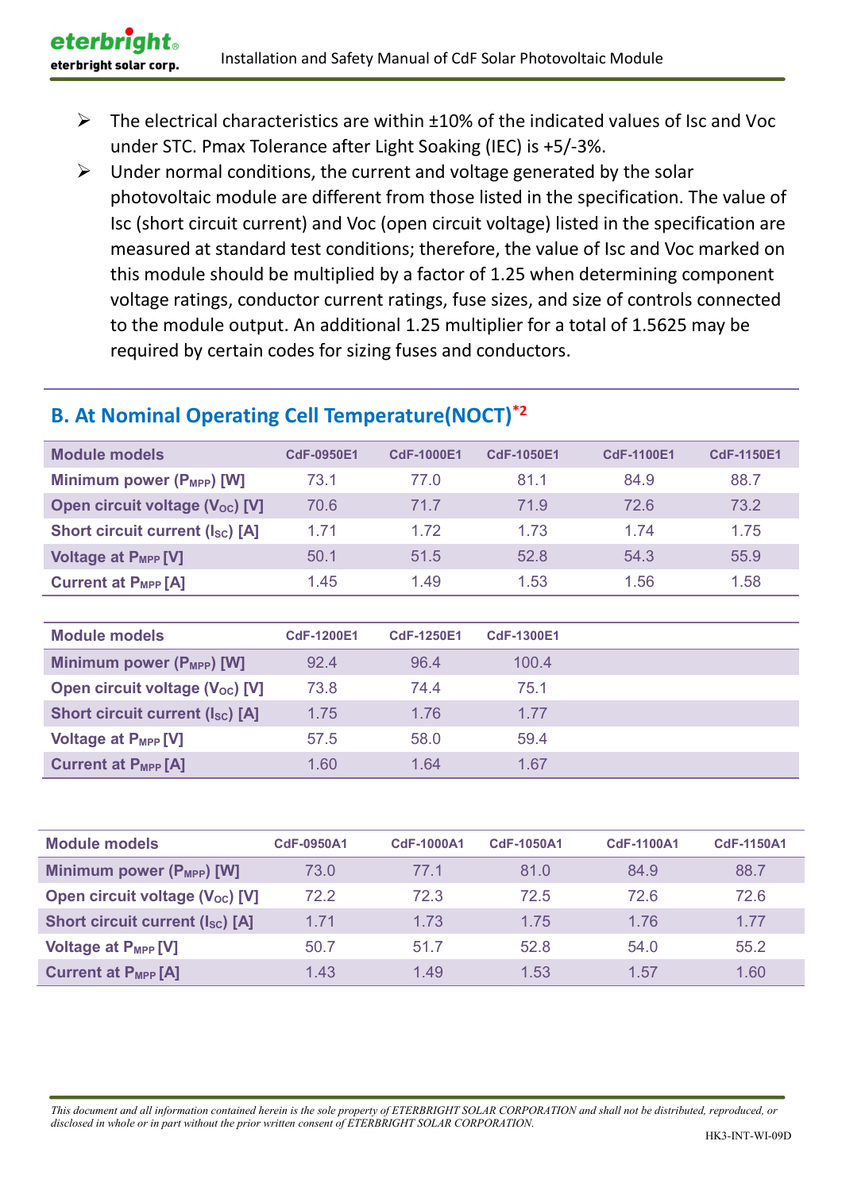- The electrical characteristics are within ±10% of the indicated values of Isc and Voc under STC. Pmax Tolerance after Light Soaking (IEC) is +5/-3%.
- Under normal conditions, the current and voltage generated by the solar photovoltaic module are different from those listed in the specification. The value of Isc (short circuit current) and Voc (open circuit voltage) listed in the specification are measured at standard test conditions; therefore, the value of Isc and Voc marked on this module should be multiplied by a factor of 1.25 when determining component voltage ratings, conductor current ratings, fuse sizes, and size of controls connected to the module output. An additional 1.25 multiplier for a total of 1.5625 may be required by certain codes for sizing fuses and conductors.

## B. At Nominal Operating Cell Temperature(NOCT)*2

| Module models | CdF-0950E1 | CdF-1000E1 | CdF-1050E1 | CdF-1100E1 | CdF-1150E1 |
|---|---|---|---|---|---|
| Minimum power ($P_{MPP}$) [W] | 73.1 | 77.0 | 81.1 | 84.9 | 88.7 |
| Open circuit voltage ($V_{OC}$) [V] | 70.6 | 71.7 | 71.9 | 72.6 | 73.2 |
| Short circuit current ($I_{SC}$) [A] | 1.71 | 1.72 | 1.73 | 1.74 | 1.75 |
| Voltage at $P_{MPP}$ [V] | 50.1 | 51.5 | 52.8 | 54.3 | 55.9 |
| Current at $P_{MPP}$ [A] | 1.45 | 1.49 | 1.53 | 1.56 | 1.58 |

| Module models | CdF-1200E1 | CdF-1250E1 | CdF-1300E1 |
|---|---|---|---|
| Minimum power ($P_{MPP}$) [W] | 92.4 | 96.4 | 100.4 |
| Open circuit voltage ($V_{OC}$) [V] | 73.8 | 74.4 | 75.1 |
| Short circuit current ($I_{SC}$) [A] | 1.75 | 1.76 | 1.77 |
| Voltage at $P_{MPP}$ [V] | 57.5 | 58.0 | 59.4 |
| Current at $P_{MPP}$ [A] | 1.60 | 1.64 | 1.67 |

| Module models | CdF-0950A1 | CdF-1000A1 | CdF-1050A1 | CdF-1100A1 | CdF-1150A1 |
|---|---|---|---|---|---|
| Minimum power ($P_{MPP}$) [W] | 73.0 | 77.1 | 81.0 | 84.9 | 88.7 |
| Open circuit voltage ($V_{OC}$) [V] | 72.2 | 72.3 | 72.5 | 72.6 | 72.6 |
| Short circuit current ($I_{SC}$) [A] | 1.71 | 1.73 | 1.75 | 1.76 | 1.77 |
| Voltage at $P_{MPP}$ [V] | 50.7 | 51.7 | 52.8 | 54.0 | 55.2 |
| Current at $P_{MPP}$ [A] | 1.43 | 1.49 | 1.53 | 1.57 | 1.60 |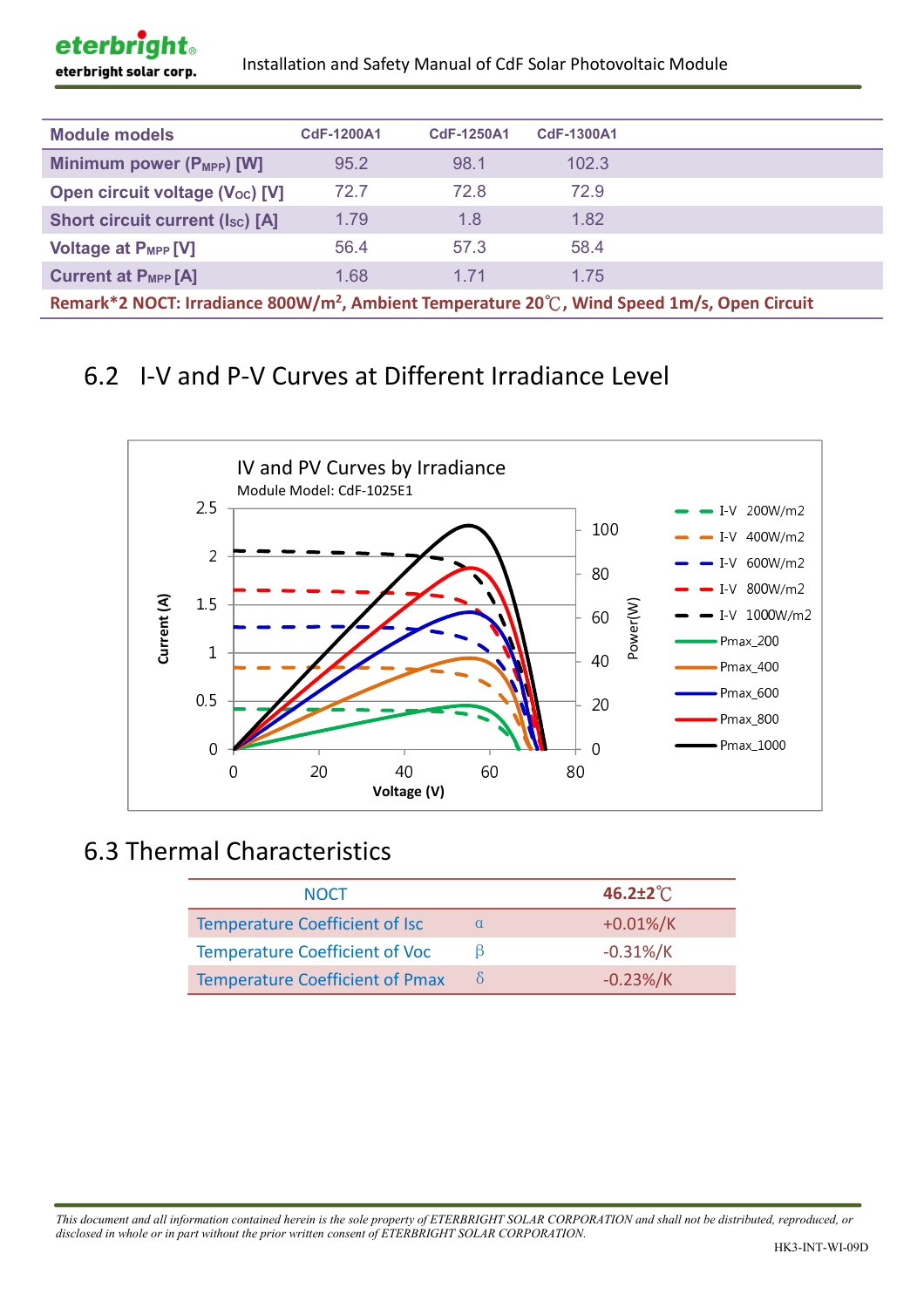| Module models | CdF-1200A1 | CdF-1250A1 | CdF-1300A1 |
|---|---|---|---|
| Minimum power ($P_{MPP}$) [W] | 95.2 | 98.1 | 102.3 |
| Open circuit voltage ($V_{OC}$) [V] | 72.7 | 72.8 | 72.9 |
| Short circuit current ($I_{SC}$) [A] | 1.79 | 1.8 | 1.82 |
| Voltage at $P_{MPP}$ [V] | 56.4 | 57.3 | 58.4 |
| Current at $P_{MPP}$ [A] | 1.68 | 1.71 | 1.75 |

Remark*2 NOCT: Irradiance 800W/m$^2$, Ambient Temperature 20℃, Wind Speed 1m/s, Open Circuit

## 6.2 I-V and P-V Curves at Different Irradiance Level

IV and PV Curves by Irradiance

Module Model: CdF-1025E1

## 6.3 Thermal Characteristics

| NOCT | | 46.2±2℃ |
|---|---|---|
| Temperature Coefficient of Isc | α | +0.01%/K |
| Temperature Coefficient of Voc | β | -0.31%/K |
| Temperature Coefficient of Pmax | δ | -0.23%/K |

*This document and all information contained herein is the sole property of ETERBRIGHT SOLAR CORPORATION and shall not be distributed, reproduced, or disclosed in whole or in part without the prior written consent of ETERBRIGHT SOLAR CORPORATION.*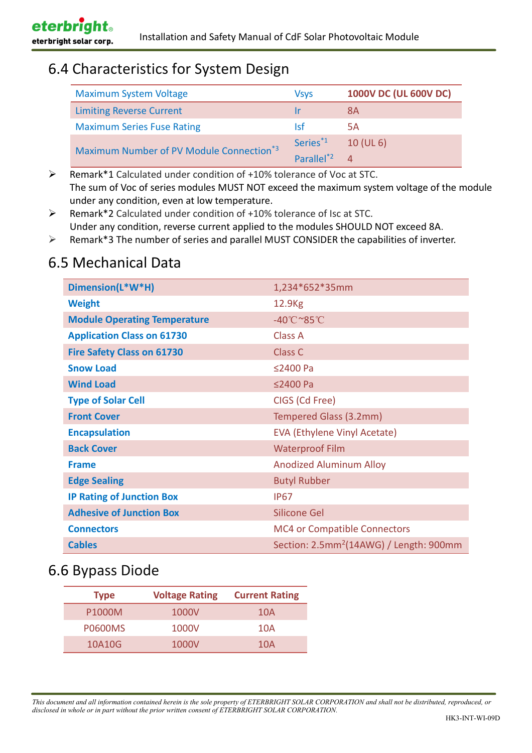## 6.4 Characteristics for System Design

| Maximum System Voltage | Vsys | **1000V DC (UL 600V DC)** |
|---|---|---|
| Limiting Reverse Current | Ir | 8A |
| Maximum Series Fuse Rating | Isf | 5A |
| Maximum Number of PV Module Connection*3 | Series*1 | 10 (UL 6) |
| | Parallel*2 | 4 |

- Remark*1 Calculated under condition of +10% tolerance of Voc at STC.
  The sum of Voc of series modules MUST NOT exceed the maximum system voltage of the module under any condition, even at low temperature.
- Remark*2 Calculated under condition of +10% tolerance of Isc at STC.
  Under any condition, reverse current applied to the modules SHOULD NOT exceed 8A.
- Remark*3 The number of series and parallel MUST CONSIDER the capabilities of inverter.

## 6.5 Mechanical Data

| | |
|---|---|
| **Dimension(L\*W\*H)** | 1,234\*652\*35mm |
| **Weight** | 12.9Kg |
| **Module Operating Temperature** | -40℃~85℃ |
| **Application Class on 61730** | Class A |
| **Fire Safety Class on 61730** | Class C |
| **Snow Load** | ≤2400 Pa |
| **Wind Load** | ≤2400 Pa |
| **Type of Solar Cell** | CIGS (Cd Free) |
| **Front Cover** | Tempered Glass (3.2mm) |
| **Encapsulation** | EVA (Ethylene Vinyl Acetate) |
| **Back Cover** | Waterproof Film |
| **Frame** | Anodized Aluminum Alloy |
| **Edge Sealing** | Butyl Rubber |
| **IP Rating of Junction Box** | IP67 |
| **Adhesive of Junction Box** | Silicone Gel |
| **Connectors** | MC4 or Compatible Connectors |
| **Cables** | Section: 2.5mm$^2$(14AWG) / Length: 900mm |

## 6.6 Bypass Diode

| Type | Voltage Rating | Current Rating |
|---|---|---|
| P1000M | 1000V | 10A |
| P0600MS | 1000V | 10A |
| 10A10G | 1000V | 10A |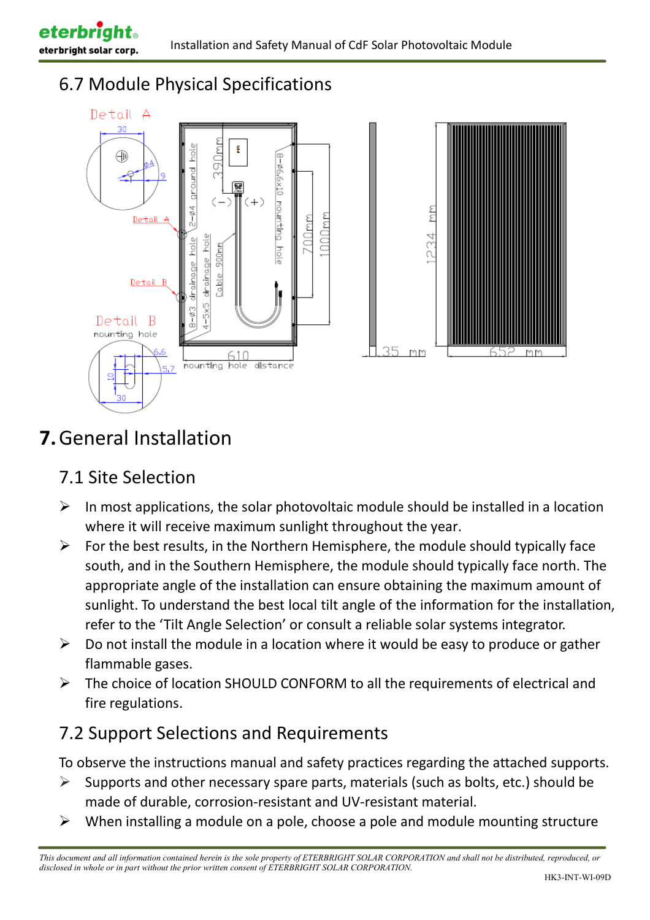## 6.7 Module Physical Specifications

# 7. General Installation

## 7.1 Site Selection

- In most applications, the solar photovoltaic module should be installed in a location where it will receive maximum sunlight throughout the year.
- For the best results, in the Northern Hemisphere, the module should typically face south, and in the Southern Hemisphere, the module should typically face north. The appropriate angle of the installation can ensure obtaining the maximum amount of sunlight. To understand the best local tilt angle of the information for the installation, refer to the 'Tilt Angle Selection' or consult a reliable solar systems integrator.
- Do not install the module in a location where it would be easy to produce or gather flammable gases.
- The choice of location SHOULD CONFORM to all the requirements of electrical and fire regulations.

## 7.2 Support Selections and Requirements

To observe the instructions manual and safety practices regarding the attached supports.

- Supports and other necessary spare parts, materials (such as bolts, etc.) should be made of durable, corrosion-resistant and UV-resistant material.
- When installing a module on a pole, choose a pole and module mounting structure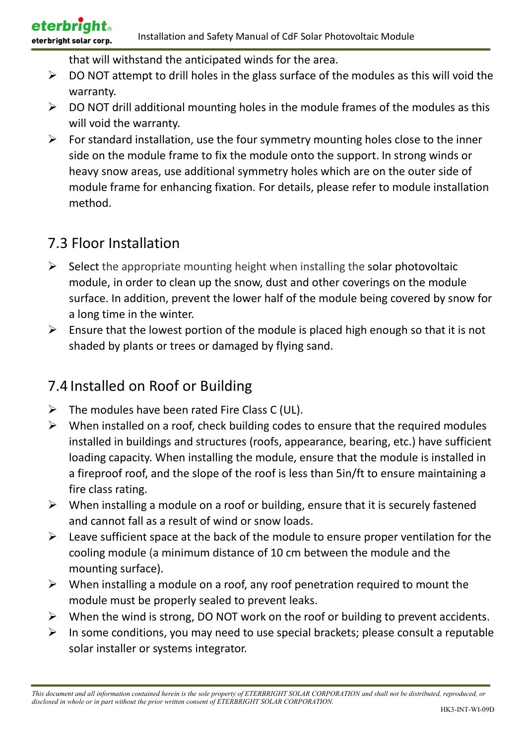that will withstand the anticipated winds for the area.

- DO NOT attempt to drill holes in the glass surface of the modules as this will void the warranty.
- DO NOT drill additional mounting holes in the module frames of the modules as this will void the warranty.
- For standard installation, use the four symmetry mounting holes close to the inner side on the module frame to fix the module onto the support. In strong winds or heavy snow areas, use additional symmetry holes which are on the outer side of module frame for enhancing fixation. For details, please refer to module installation method.

## 7.3 Floor Installation

- Select the appropriate mounting height when installing the solar photovoltaic module, in order to clean up the snow, dust and other coverings on the module surface. In addition, prevent the lower half of the module being covered by snow for a long time in the winter.
- Ensure that the lowest portion of the module is placed high enough so that it is not shaded by plants or trees or damaged by flying sand.

## 7.4 Installed on Roof or Building

- The modules have been rated Fire Class C (UL).
- When installed on a roof, check building codes to ensure that the required modules installed in buildings and structures (roofs, appearance, bearing, etc.) have sufficient loading capacity. When installing the module, ensure that the module is installed in a fireproof roof, and the slope of the roof is less than 5in/ft to ensure maintaining a fire class rating.
- When installing a module on a roof or building, ensure that it is securely fastened and cannot fall as a result of wind or snow loads.
- Leave sufficient space at the back of the module to ensure proper ventilation for the cooling module (a minimum distance of 10 cm between the module and the mounting surface).
- When installing a module on a roof, any roof penetration required to mount the module must be properly sealed to prevent leaks.
- When the wind is strong, DO NOT work on the roof or building to prevent accidents.
- In some conditions, you may need to use special brackets; please consult a reputable solar installer or systems integrator.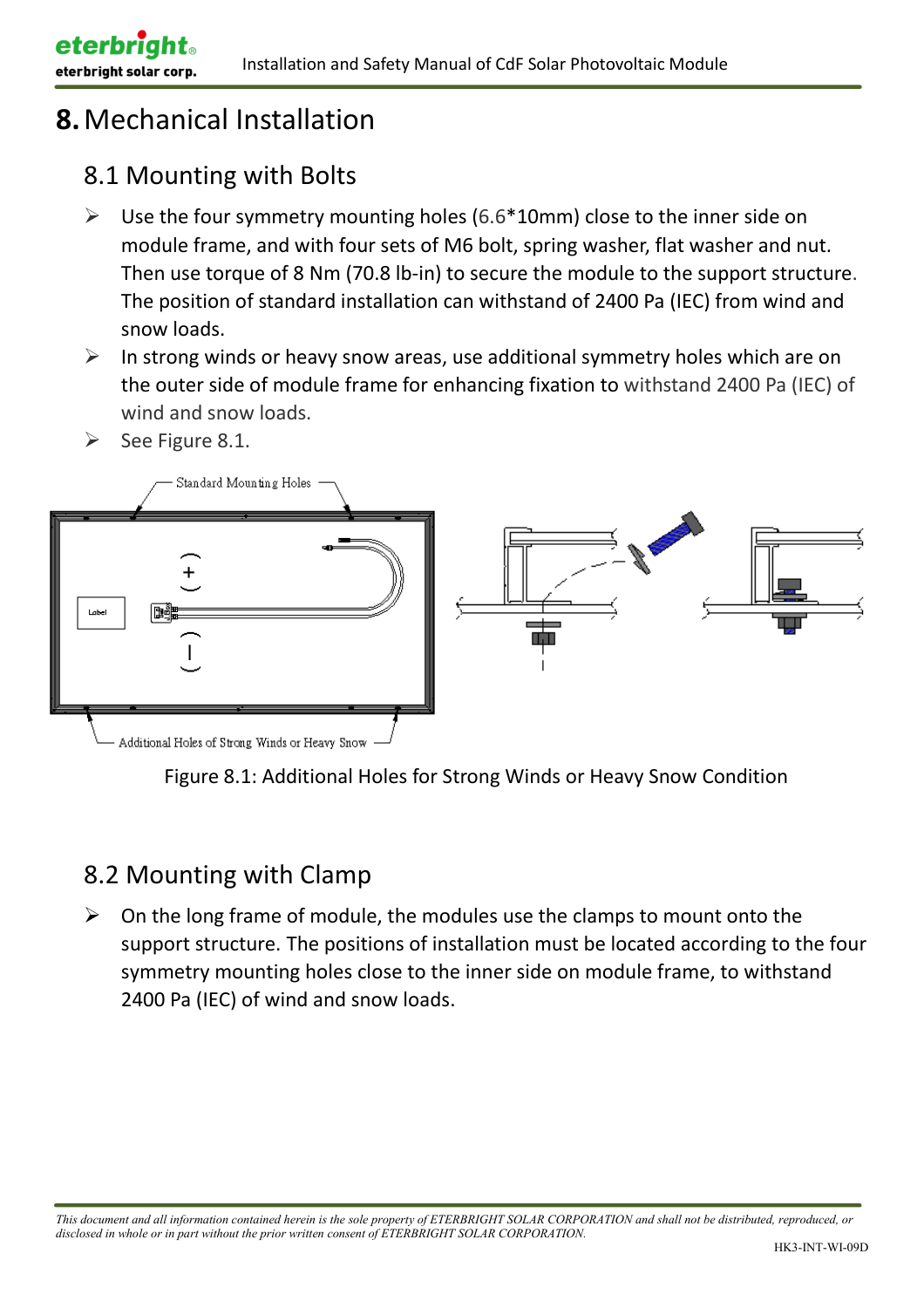# 8. Mechanical Installation

## 8.1 Mounting with Bolts

- Use the four symmetry mounting holes (6.6*10mm) close to the inner side on module frame, and with four sets of M6 bolt, spring washer, flat washer and nut. Then use torque of 8 Nm (70.8 lb-in) to secure the module to the support structure. The position of standard installation can withstand of 2400 Pa (IEC) from wind and snow loads.
- In strong winds or heavy snow areas, use additional symmetry holes which are on the outer side of module frame for enhancing fixation to withstand 2400 Pa (IEC) of wind and snow loads.
- See Figure 8.1.

Figure 8.1: Additional Holes for Strong Winds or Heavy Snow Condition

## 8.2 Mounting with Clamp

- On the long frame of module, the modules use the clamps to mount onto the support structure. The positions of installation must be located according to the four symmetry mounting holes close to the inner side on module frame, to withstand 2400 Pa (IEC) of wind and snow loads.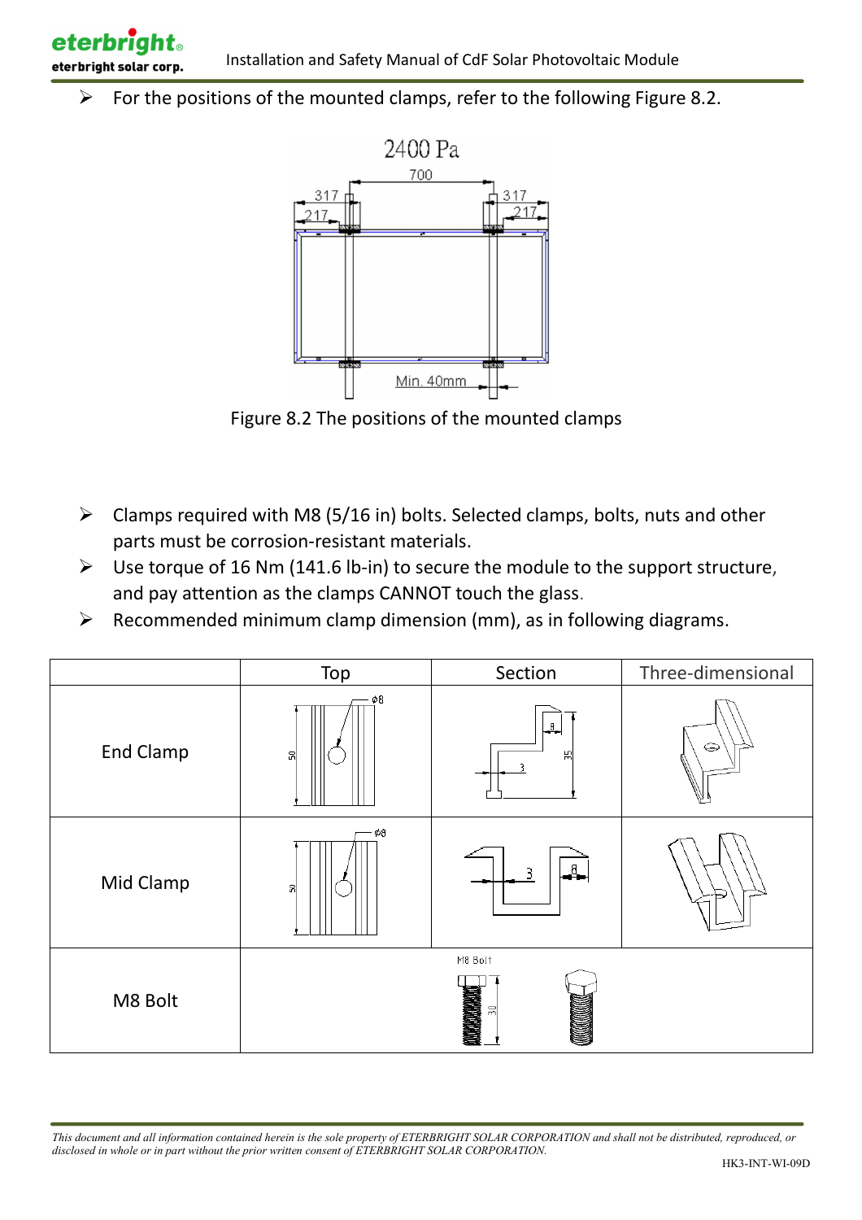- For the positions of the mounted clamps, refer to the following Figure 8.2.

Figure 8.2 The positions of the mounted clamps

- Clamps required with M8 (5/16 in) bolts. Selected clamps, bolts, nuts and other parts must be corrosion-resistant materials.
- Use torque of 16 Nm (141.6 lb-in) to secure the module to the support structure, and pay attention as the clamps CANNOT touch the glass.
- Recommended minimum clamp dimension (mm), as in following diagrams.

| | Top | Section | Three-dimensional |
|---|---|---|---|
| End Clamp | | | |
| Mid Clamp | | | |
| M8 Bolt | | | |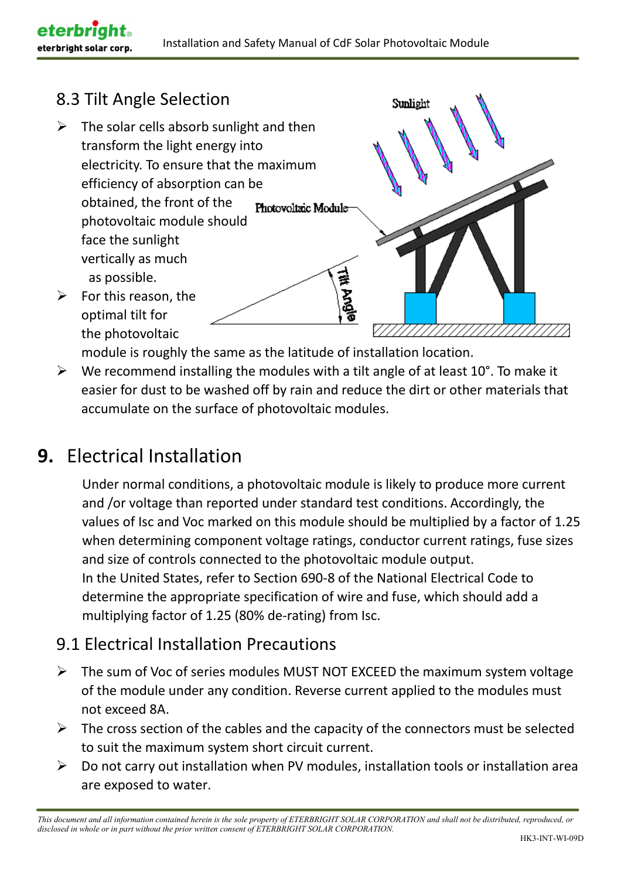## 8.3 Tilt Angle Selection

- The solar cells absorb sunlight and then transform the light energy into electricity. To ensure that the maximum efficiency of absorption can be obtained, the front of the photovoltaic module should face the sunlight vertically as much as possible.
- For this reason, the optimal tilt for the photovoltaic module is roughly the same as the latitude of installation location.
- We recommend installing the modules with a tilt angle of at least 10°. To make it easier for dust to be washed off by rain and reduce the dirt or other materials that accumulate on the surface of photovoltaic modules.

# 9. Electrical Installation

Under normal conditions, a photovoltaic module is likely to produce more current and /or voltage than reported under standard test conditions. Accordingly, the values of Isc and Voc marked on this module should be multiplied by a factor of 1.25 when determining component voltage ratings, conductor current ratings, fuse sizes and size of controls connected to the photovoltaic module output.
In the United States, refer to Section 690-8 of the National Electrical Code to determine the appropriate specification of wire and fuse, which should add a multiplying factor of 1.25 (80% de-rating) from Isc.

## 9.1 Electrical Installation Precautions

- The sum of Voc of series modules MUST NOT EXCEED the maximum system voltage of the module under any condition. Reverse current applied to the modules must not exceed 8A.
- The cross section of the cables and the capacity of the connectors must be selected to suit the maximum system short circuit current.
- Do not carry out installation when PV modules, installation tools or installation area are exposed to water.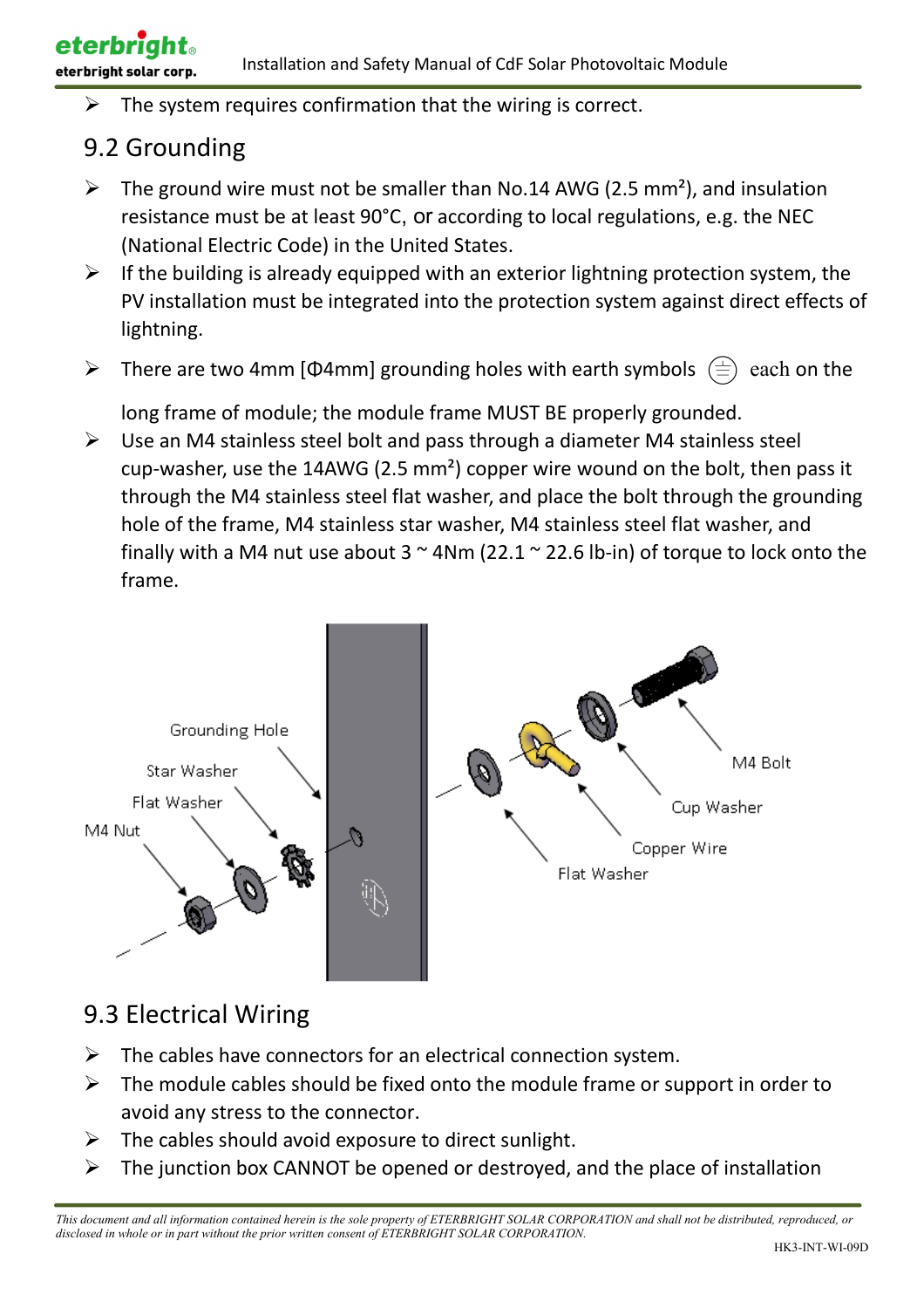- The system requires confirmation that the wiring is correct.

## 9.2 Grounding

- The ground wire must not be smaller than No.14 AWG (2.5 mm²), and insulation resistance must be at least 90°C, or according to local regulations, e.g. the NEC (National Electric Code) in the United States.
- If the building is already equipped with an exterior lightning protection system, the PV installation must be integrated into the protection system against direct effects of lightning.
- There are two 4mm [Φ4mm] grounding holes with earth symbols ⊜ each on the long frame of module; the module frame MUST BE properly grounded.
- Use an M4 stainless steel bolt and pass through a diameter M4 stainless steel cup-washer, use the 14AWG (2.5 mm²) copper wire wound on the bolt, then pass it through the M4 stainless steel flat washer, and place the bolt through the grounding hole of the frame, M4 stainless star washer, M4 stainless steel flat washer, and finally with a M4 nut use about 3 ~ 4Nm (22.1 ~ 22.6 lb-in) of torque to lock onto the frame.

## 9.3 Electrical Wiring

- The cables have connectors for an electrical connection system.
- The module cables should be fixed onto the module frame or support in order to avoid any stress to the connector.
- The cables should avoid exposure to direct sunlight.
- The junction box CANNOT be opened or destroyed, and the place of installation

*This document and all information contained herein is the sole property of ETERBRIGHT SOLAR CORPORATION and shall not be distributed, reproduced, or disclosed in whole or in part without the prior written consent of ETERBRIGHT SOLAR CORPORATION.*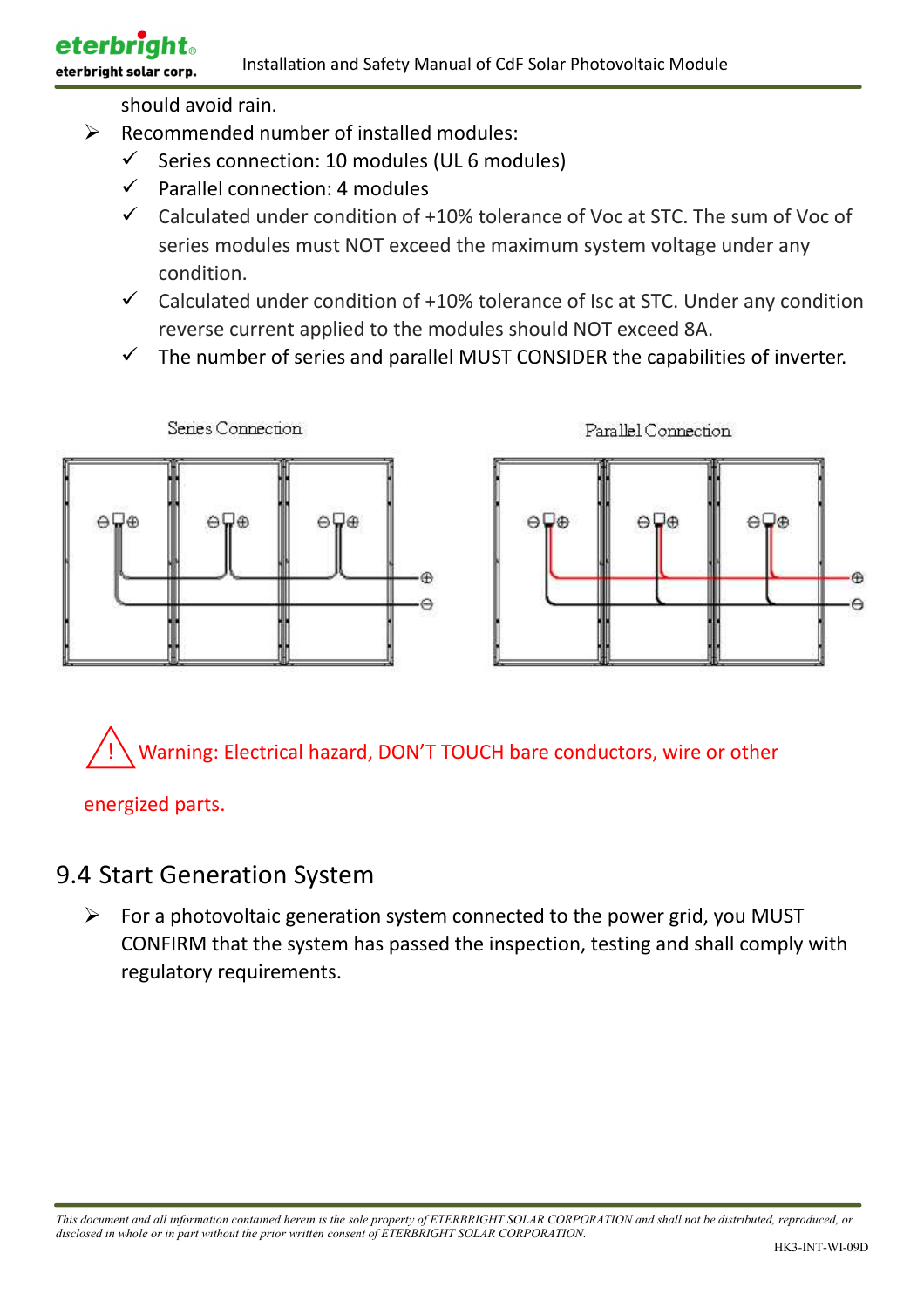should avoid rain.

- Recommended number of installed modules:
  - ✓ Series connection: 10 modules (UL 6 modules)
  - ✓ Parallel connection: 4 modules
  - ✓ Calculated under condition of +10% tolerance of Voc at STC. The sum of Voc of series modules must NOT exceed the maximum system voltage under any condition.
  - ✓ Calculated under condition of +10% tolerance of Isc at STC. Under any condition reverse current applied to the modules should NOT exceed 8A.
  - ✓ The number of series and parallel MUST CONSIDER the capabilities of inverter.

Series Connection

Parallel Connection

⚠ Warning: Electrical hazard, DON'T TOUCH bare conductors, wire or other energized parts.

## 9.4 Start Generation System

- For a photovoltaic generation system connected to the power grid, you MUST CONFIRM that the system has passed the inspection, testing and shall comply with regulatory requirements.

*This document and all information contained herein is the sole property of ETERBRIGHT SOLAR CORPORATION and shall not be distributed, reproduced, or disclosed in whole or in part without the prior written consent of ETERBRIGHT SOLAR CORPORATION.*

HK3-INT-WI-09D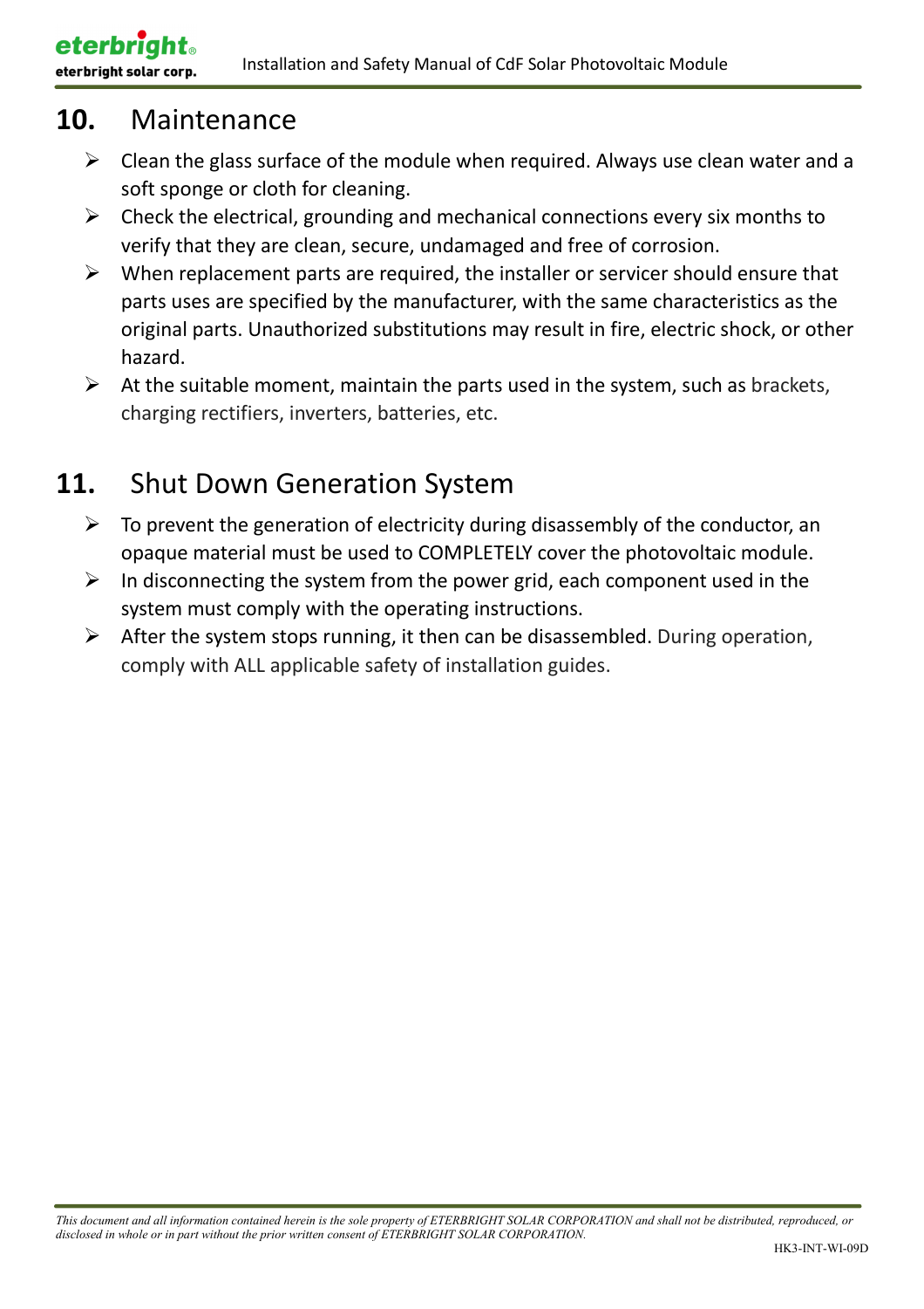## 10. Maintenance

- Clean the glass surface of the module when required. Always use clean water and a soft sponge or cloth for cleaning.
- Check the electrical, grounding and mechanical connections every six months to verify that they are clean, secure, undamaged and free of corrosion.
- When replacement parts are required, the installer or servicer should ensure that parts uses are specified by the manufacturer, with the same characteristics as the original parts. Unauthorized substitutions may result in fire, electric shock, or other hazard.
- At the suitable moment, maintain the parts used in the system, such as brackets, charging rectifiers, inverters, batteries, etc.

## 11. Shut Down Generation System

- To prevent the generation of electricity during disassembly of the conductor, an opaque material must be used to COMPLETELY cover the photovoltaic module.
- In disconnecting the system from the power grid, each component used in the system must comply with the operating instructions.
- After the system stops running, it then can be disassembled. During operation, comply with ALL applicable safety of installation guides.